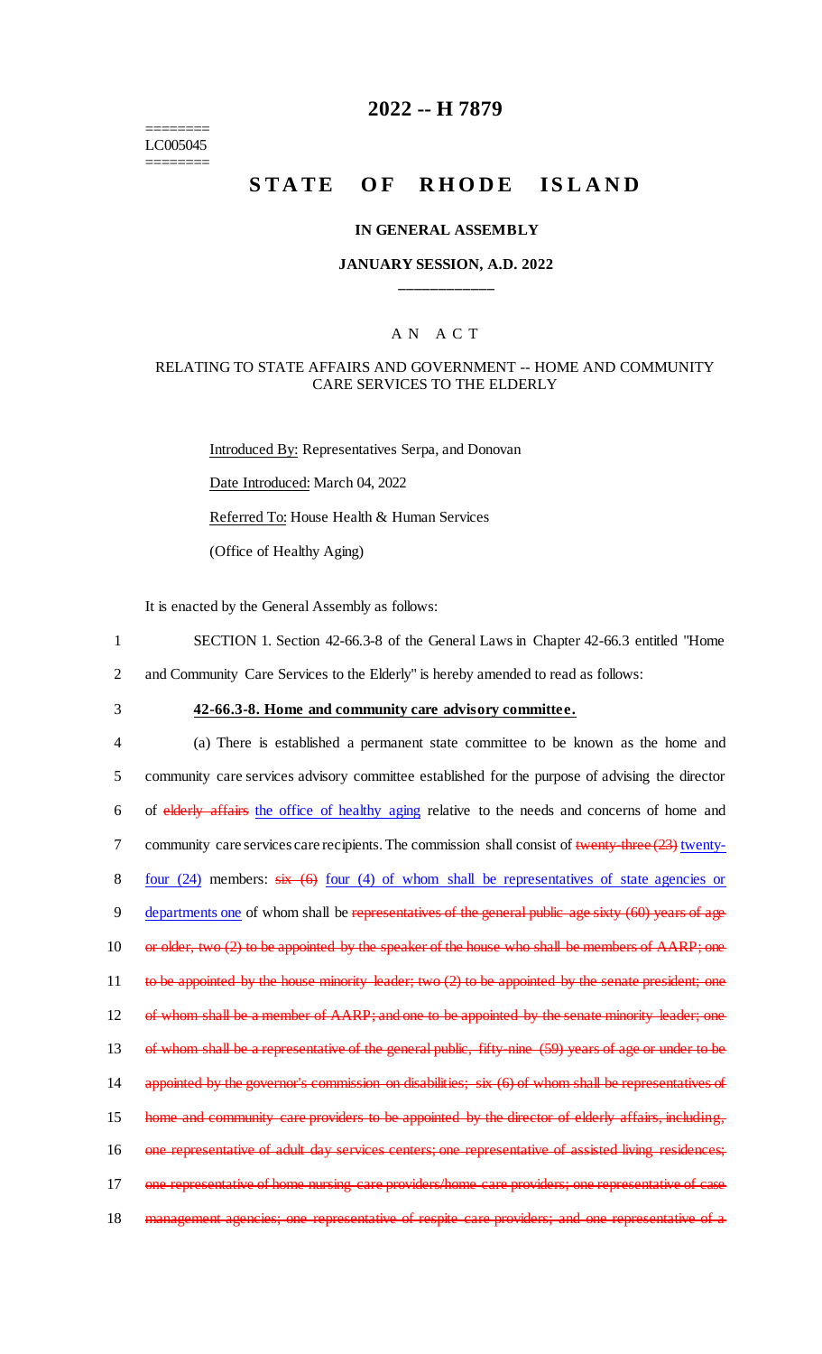========
LC005045
========

# 2022 -- H 7879

## STATE OF RHODE ISLAND

### IN GENERAL ASSEMBLY

### JANUARY SESSION, A.D. 2022

____________

A N A C T

RELATING TO STATE AFFAIRS AND GOVERNMENT -- HOME AND COMMUNITY CARE SERVICES TO THE ELDERLY

Introduced By: Representatives Serpa, and Donovan

Date Introduced: March 04, 2022

Referred To: House Health & Human Services

(Office of Healthy Aging)

It is enacted by the General Assembly as follows:

1 SECTION 1. Section 42-66.3-8 of the General Laws in Chapter 42-66.3 entitled "Home
2 and Community Care Services to the Elderly" is hereby amended to read as follows:

3 **42-66.3-8. Home and community care advisory committee.**

4 (a) There is established a permanent state committee to be known as the home and
5 community care services advisory committee established for the purpose of advising the director
6 of ~~elderly affairs~~ the office of healthy aging relative to the needs and concerns of home and
7 community care services care recipients. The commission shall consist of ~~twenty-three (23)~~ twenty-
8 four (24) members: ~~six (6)~~ four (4) of whom shall be representatives of state agencies or
9 departments one of whom shall be ~~representatives of the general public age sixty (60) years of age~~
10 ~~or older, two (2) to be appointed by the speaker of the house who shall be members of AARP; one~~
11 ~~to be appointed by the house minority leader; two (2) to be appointed by the senate president; one~~
12 ~~of whom shall be a member of AARP; and one to be appointed by the senate minority leader; one~~
13 ~~of whom shall be a representative of the general public, fifty-nine (59) years of age or under to be~~
14 ~~appointed by the governor's commission on disabilities; six (6) of whom shall be representatives of~~
15 ~~home and community care providers to be appointed by the director of elderly affairs, including,~~
16 ~~one representative of adult day services centers; one representative of assisted living residences;~~
17 ~~one representative of home nursing care providers/home care providers; one representative of case~~
18 ~~management agencies; one representative of respite care providers; and one representative of a~~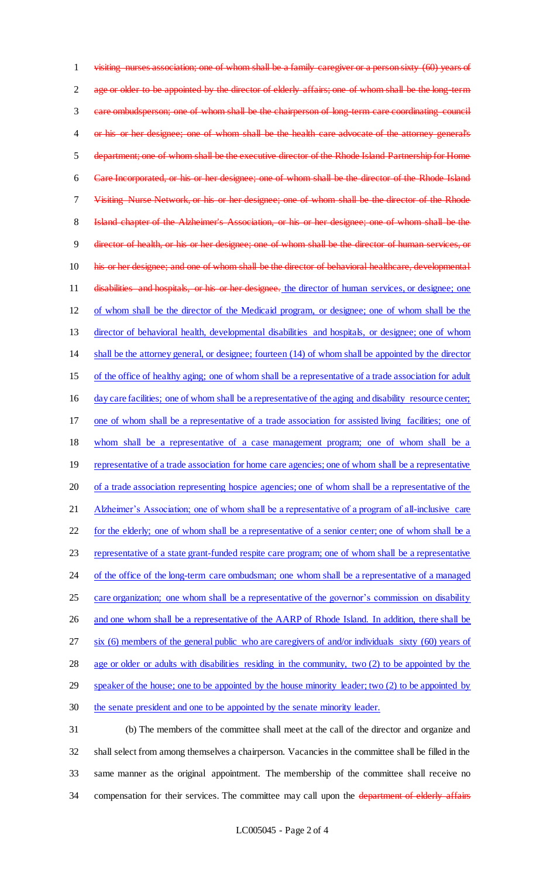~~visiting nurses association; one of whom shall be a family caregiver or a person sixty (60) years of age or older to be appointed by the director of elderly affairs; one of whom shall be the long-term care ombudsperson; one of whom shall be the chairperson of long-term care coordinating council or his or her designee; one of whom shall be the health care advocate of the attorney general's department; one of whom shall be the executive director of the Rhode Island Partnership for Home Care Incorporated, or his or her designee; one of whom shall be the director of the Rhode Island Visiting Nurse Network, or his or her designee; one of whom shall be the director of the Rhode Island chapter of the Alzheimer's Association, or his or her designee; one of whom shall be the director of health, or his or her designee; one of whom shall be the director of human services, or his or her designee; and one of whom shall be the director of behavioral healthcare, developmental disabilities and hospitals, or his or her designee.~~ <u>the director of human services, or designee; one of whom shall be the director of the Medicaid program, or designee; one of whom shall be the director of behavioral health, developmental disabilities and hospitals, or designee; one of whom shall be the attorney general, or designee; fourteen (14) of whom shall be appointed by the director of the office of healthy aging; one of whom shall be a representative of a trade association for adult day care facilities; one of whom shall be a representative of the aging and disability resource center; one of whom shall be a representative of a trade association for assisted living facilities; one of whom shall be a representative of a case management program; one of whom shall be a representative of a trade association for home care agencies; one of whom shall be a representative of a trade association representing hospice agencies; one of whom shall be a representative of the Alzheimer's Association; one of whom shall be a representative of a program of all-inclusive care for the elderly; one of whom shall be a representative of a senior center; one of whom shall be a representative of a state grant-funded respite care program; one of whom shall be a representative of the office of the long-term care ombudsman; one whom shall be a representative of a managed care organization; one whom shall be a representative of the governor's commission on disability and one whom shall be a representative of the AARP of Rhode Island. In addition, there shall be six (6) members of the general public who are caregivers of and/or individuals sixty (60) years of age or older or adults with disabilities residing in the community, two (2) to be appointed by the speaker of the house; one to be appointed by the house minority leader; two (2) to be appointed by the senate president and one to be appointed by the senate minority leader.</u>

(b) The members of the committee shall meet at the call of the director and organize and shall select from among themselves a chairperson. Vacancies in the committee shall be filled in the same manner as the original appointment. The membership of the committee shall receive no compensation for their services. The committee may call upon the ~~department of elderly affairs~~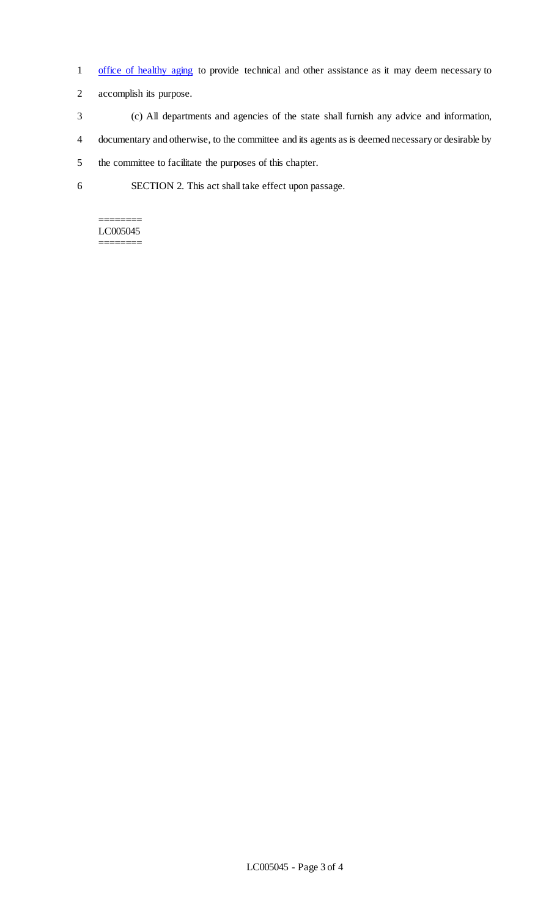office of healthy aging to provide technical and other assistance as it may deem necessary to accomplish its purpose.

(c) All departments and agencies of the state shall furnish any advice and information, documentary and otherwise, to the committee and its agents as is deemed necessary or desirable by the committee to facilitate the purposes of this chapter.

SECTION 2. This act shall take effect upon passage.

========
LC005045
========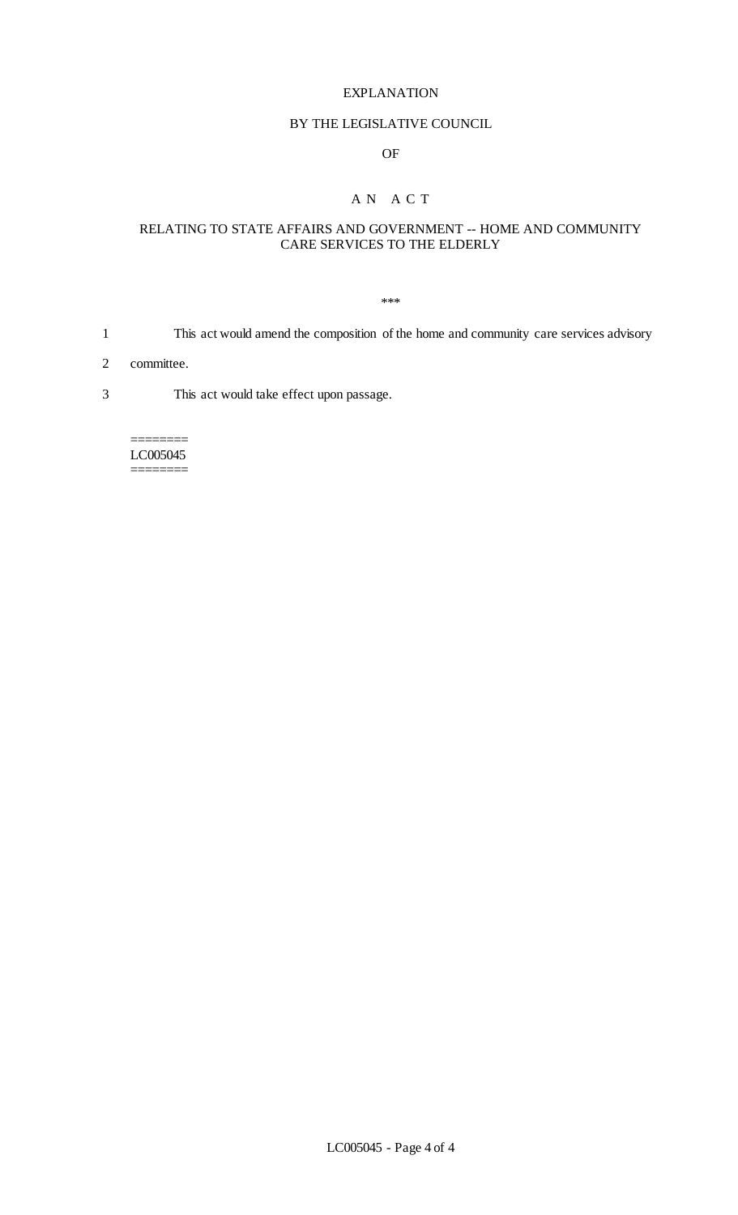EXPLANATION

BY THE LEGISLATIVE COUNCIL

OF

# A N A C T

RELATING TO STATE AFFAIRS AND GOVERNMENT -- HOME AND COMMUNITY CARE SERVICES TO THE ELDERLY

\*\*\*

1 This act would amend the composition of the home and community care services advisory
2 committee.
3 This act would take effect upon passage.

========
LC005045
========